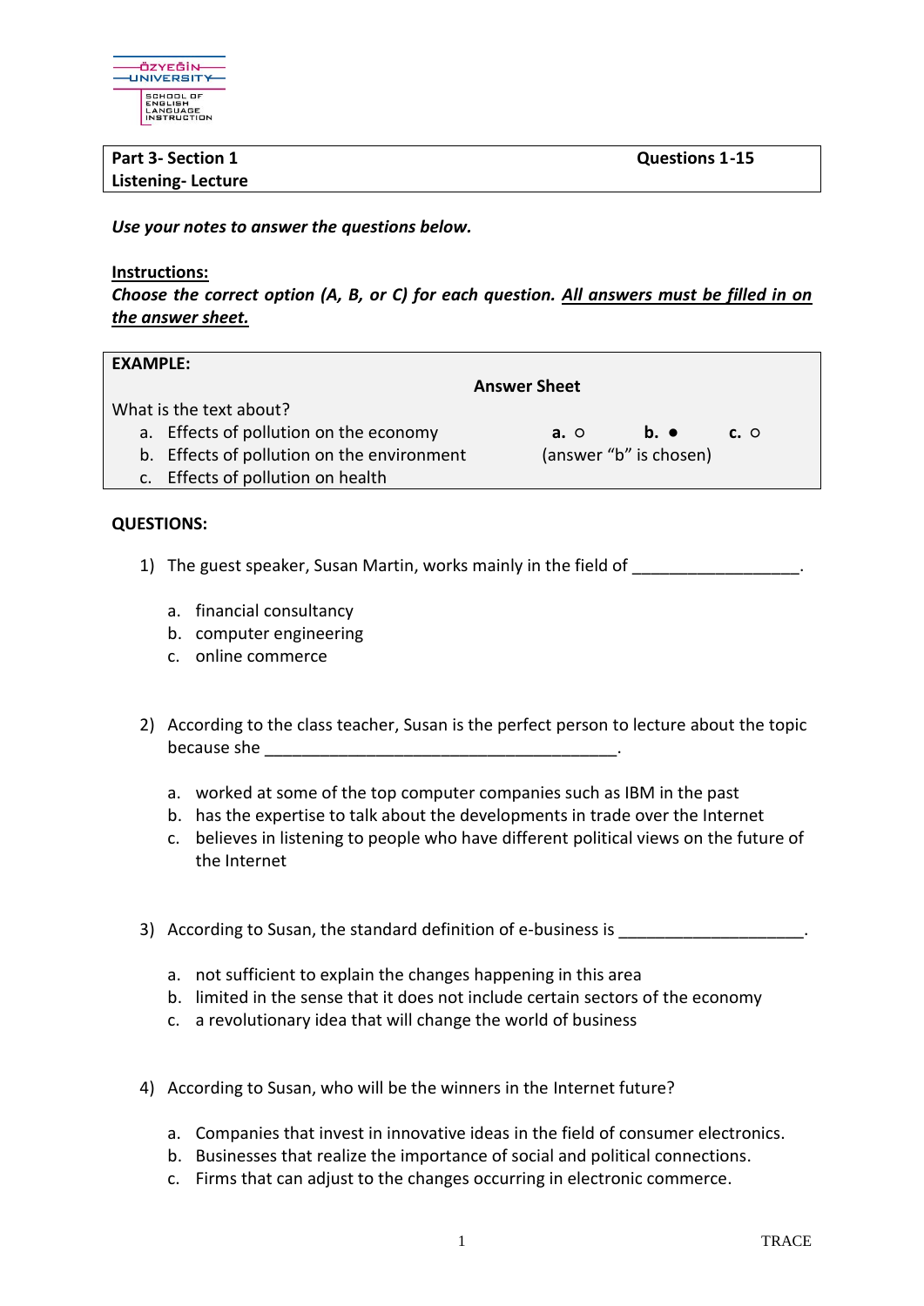ÖZYEĞİN UNIVERSITY
SCHOOL OF ENGLISH LANGUAGE INSTRUCTION

| Part 3- Section 1<br>Listening- Lecture | Questions 1-15 |
|---|---|

***Use your notes to answer the questions below.***

***Instructions:***

***Choose the correct option (A, B, or C) for each question. All answers must be filled in on the answer sheet.***

**EXAMPLE:**

**Answer Sheet**

What is the text about?

a. Effects of pollution on the economy
b. Effects of pollution on the environment
c. Effects of pollution on health

**a.** ○ **b.** ● **c.** ○
(answer "b" is chosen)

**QUESTIONS:**

1) The guest speaker, Susan Martin, works mainly in the field of ________________.

    a. financial consultancy
    b. computer engineering
    c. online commerce

2) According to the class teacher, Susan is the perfect person to lecture about the topic because she ____________________________________.

    a. worked at some of the top computer companies such as IBM in the past
    b. has the expertise to talk about the developments in trade over the Internet
    c. believes in listening to people who have different political views on the future of the Internet

3) According to Susan, the standard definition of e-business is __________________.

    a. not sufficient to explain the changes happening in this area
    b. limited in the sense that it does not include certain sectors of the economy
    c. a revolutionary idea that will change the world of business

4) According to Susan, who will be the winners in the Internet future?

    a. Companies that invest in innovative ideas in the field of consumer electronics.
    b. Businesses that realize the importance of social and political connections.
    c. Firms that can adjust to the changes occurring in electronic commerce.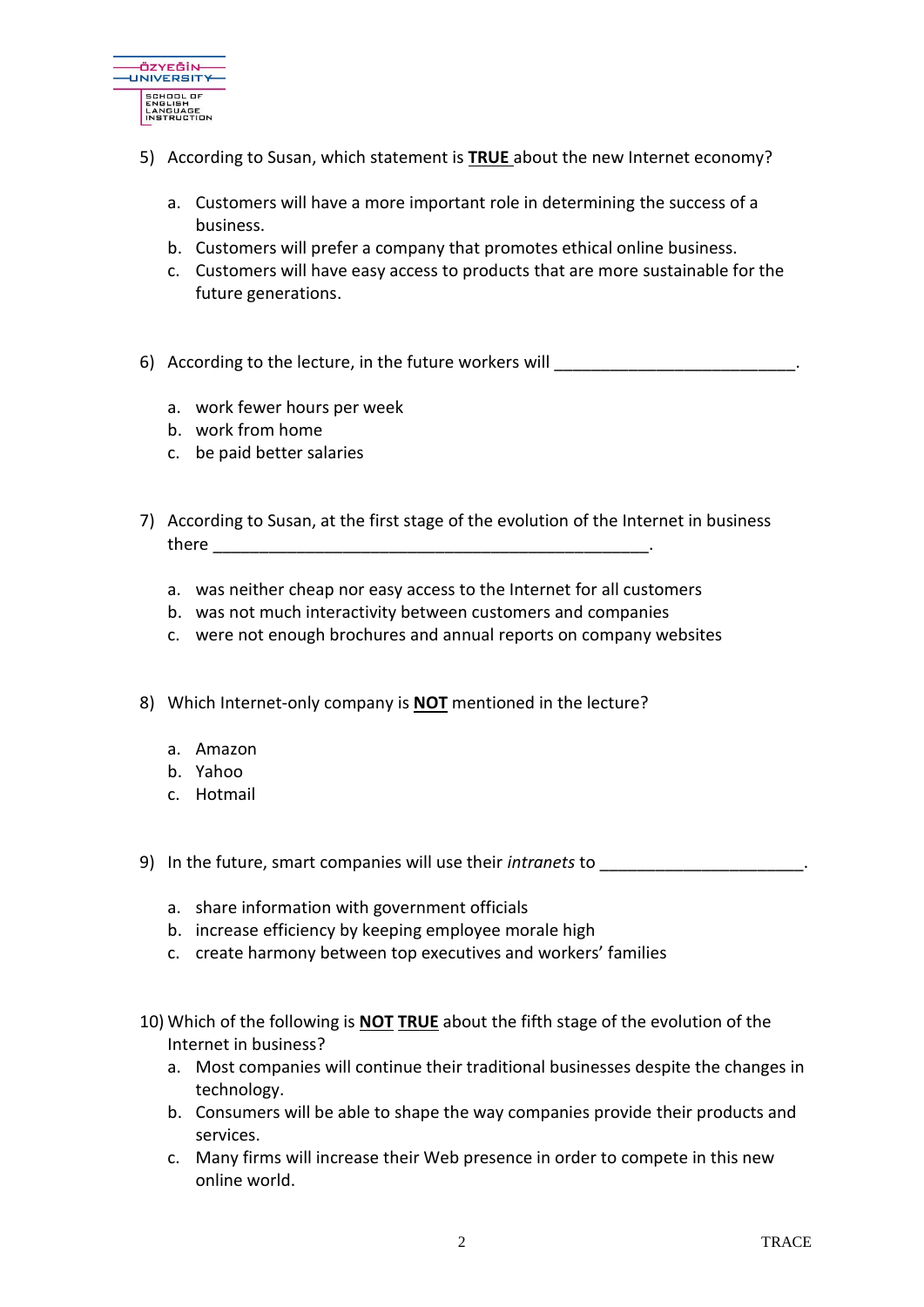5) According to Susan, which statement is **TRUE** about the new Internet economy?

   a. Customers will have a more important role in determining the success of a business.
   b. Customers will prefer a company that promotes ethical online business.
   c. Customers will have easy access to products that are more sustainable for the future generations.

6) According to the lecture, in the future workers will __________________________.

   a. work fewer hours per week
   b. work from home
   c. be paid better salaries

7) According to Susan, at the first stage of the evolution of the Internet in business there _________________________________________________.

   a. was neither cheap nor easy access to the Internet for all customers
   b. was not much interactivity between customers and companies
   c. were not enough brochures and annual reports on company websites

8) Which Internet-only company is **NOT** mentioned in the lecture?

   a. Amazon
   b. Yahoo
   c. Hotmail

9) In the future, smart companies will use their *intranets* to ______________________.

   a. share information with government officials
   b. increase efficiency by keeping employee morale high
   c. create harmony between top executives and workers' families

10) Which of the following is **NOT** **TRUE** about the fifth stage of the evolution of the Internet in business?

    a. Most companies will continue their traditional businesses despite the changes in technology.
    b. Consumers will be able to shape the way companies provide their products and services.
    c. Many firms will increase their Web presence in order to compete in this new online world.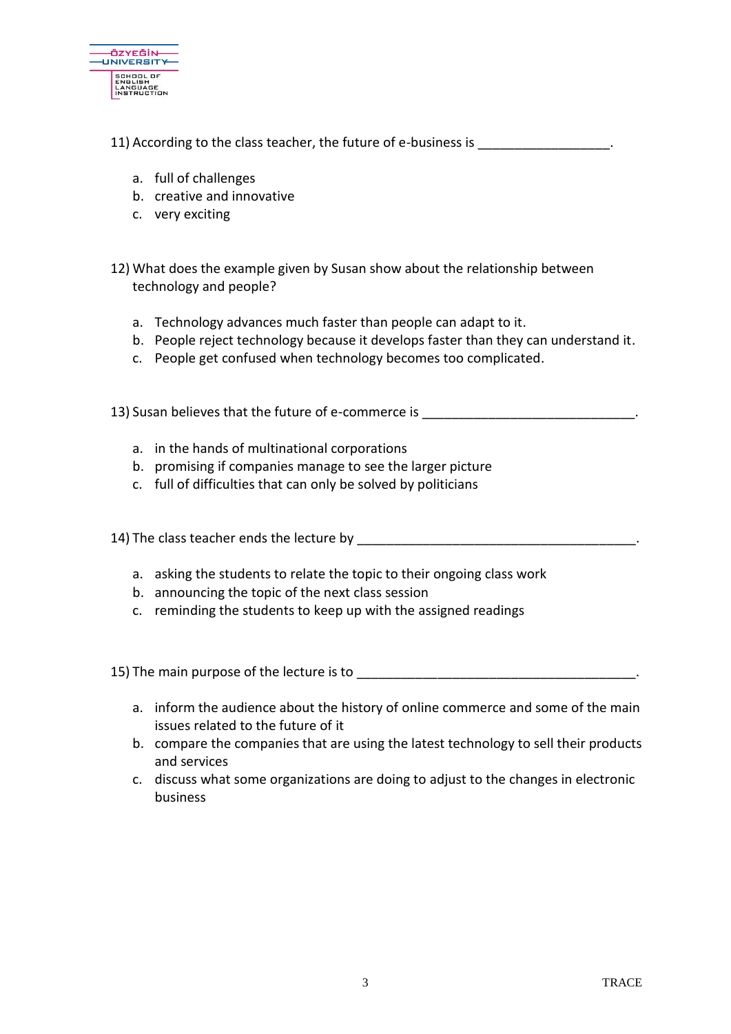11) According to the class teacher, the future of e-business is __________________.

  a. full of challenges
  b. creative and innovative
  c. very exciting

12) What does the example given by Susan show about the relationship between technology and people?

  a. Technology advances much faster than people can adapt to it.
  b. People reject technology because it develops faster than they can understand it.
  c. People get confused when technology becomes too complicated.

13) Susan believes that the future of e-commerce is _____________________________.

  a. in the hands of multinational corporations
  b. promising if companies manage to see the larger picture
  c. full of difficulties that can only be solved by politicians

14) The class teacher ends the lecture by ______________________________________.

  a. asking the students to relate the topic to their ongoing class work
  b. announcing the topic of the next class session
  c. reminding the students to keep up with the assigned readings

15) The main purpose of the lecture is to ______________________________________.

  a. inform the audience about the history of online commerce and some of the main issues related to the future of it
  b. compare the companies that are using the latest technology to sell their products and services
  c. discuss what some organizations are doing to adjust to the changes in electronic business